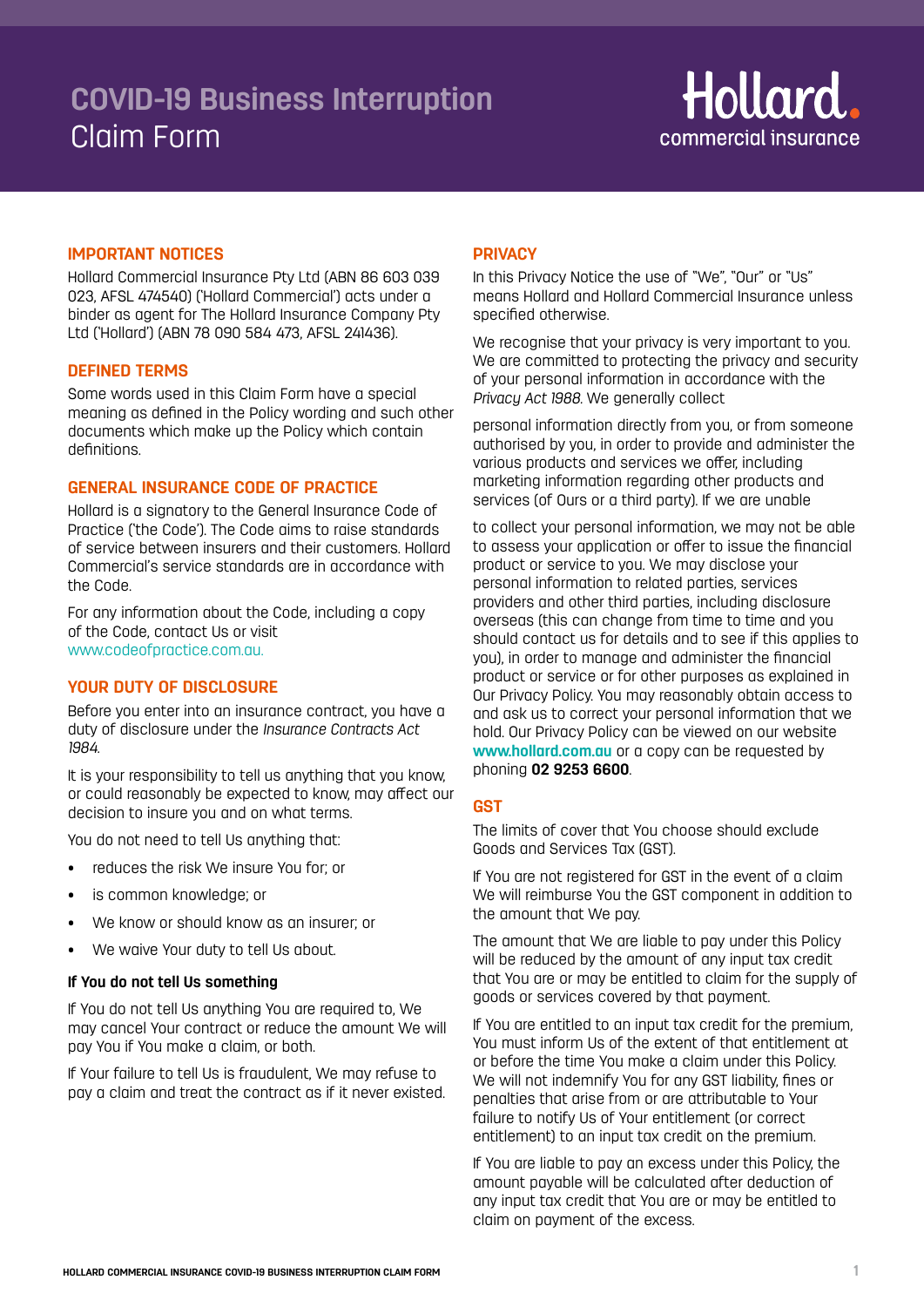# COVID-19 Business Interruption Claim Form

Hollard. commercial insurance

## IMPORTANT NOTICES

Hollard Commercial Insurance Pty Ltd (ABN 86 603 039 023, AFSL 474540) ('Hollard Commercial') acts under a binder as agent for The Hollard Insurance Company Pty Ltd ('Hollard') (ABN 78 090 584 473, AFSL 241436).

## DEFINED TERMS

Some words used in this Claim Form have a special meaning as defined in the Policy wording and such other documents which make up the Policy which contain definitions.

## GENERAL INSURANCE CODE OF PRACTICE

Hollard is a signatory to the General Insurance Code of Practice ('the Code'). The Code aims to raise standards of service between insurers and their customers. Hollard Commercial's service standards are in accordance with the Code.

For any information about the Code, including a copy of the Code, contact Us or visit www.codeofpractice.com.au.

## YOUR DUTY OF DISCLOSURE

Before you enter into an insurance contract, you have a duty of disclosure under the *Insurance Contracts Act 1984*.

It is your responsibility to tell us anything that you know, or could reasonably be expected to know, may affect our decision to insure you and on what terms.

You do not need to tell Us anything that:

- reduces the risk We insure You for; or
- is common knowledge; or
- We know or should know as an insurer; or
- We waive Your duty to tell Us about.

### If You do not tell Us something

If You do not tell Us anything You are required to, We may cancel Your contract or reduce the amount We will pay You if You make a claim, or both.

If Your failure to tell Us is fraudulent, We may refuse to pay a claim and treat the contract as if it never existed.

## PRIVACY

In this Privacy Notice the use of "We", "Our" or "Us" means Hollard and Hollard Commercial Insurance unless specified otherwise.

We recognise that your privacy is very important to you. We are committed to protecting the privacy and security of your personal information in accordance with the *Privacy Act 1988*. We generally collect personal information directly from you, or from someone authorised by you, in order to provide and administer the various products and services we offer, including marketing information regarding other products and services (of Ours or a third party). If we are unable to collect your personal information, we may not be able to assess your application or offer to issue the financial product or service to you. We may disclose your personal information to related parties, services providers and other third parties, including disclosure overseas (this can change from time to time and you should contact us for details and to see if this applies to you), in order to manage and administer the financial product or service or for other purposes as explained in Our Privacy Policy. You may reasonably obtain access to and ask us to correct your personal information that we hold. Our Privacy Policy can be viewed on our website **www.hollard.com.au** or a copy can be requested by phoning **02 9253 6600**.

## GST

The limits of cover that You choose should exclude Goods and Services Tax (GST).

If You are not registered for GST in the event of a claim We will reimburse You the GST component in addition to the amount that We pay.

The amount that We are liable to pay under this Policy will be reduced by the amount of any input tax credit that You are or may be entitled to claim for the supply of goods or services covered by that payment.

If You are entitled to an input tax credit for the premium, You must inform Us of the extent of that entitlement at or before the time You make a claim under this Policy. We will not indemnify You for any GST liability, fines or penalties that arise from or are attributable to Your failure to notify Us of Your entitlement (or correct entitlement) to an input tax credit on the premium.

If You are liable to pay an excess under this Policy, the amount payable will be calculated after deduction of any input tax credit that You are or may be entitled to claim on payment of the excess.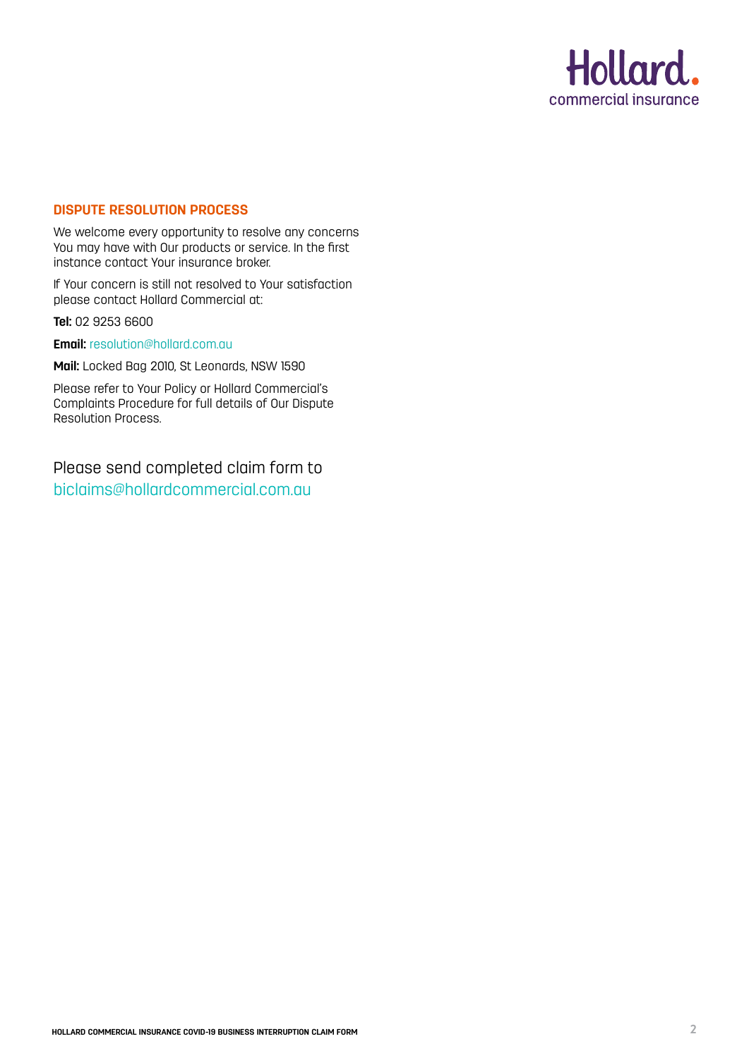## DISPUTE RESOLUTION PROCESS

We welcome every opportunity to resolve any concerns You may have with Our products or service. In the first instance contact Your insurance broker.

If Your concern is still not resolved to Your satisfaction please contact Hollard Commercial at:

**Tel:** 02 9253 6600

**Email:** resolution@hollard.com.au

**Mail:** Locked Bag 2010, St Leonards, NSW 1590

Please refer to Your Policy or Hollard Commercial's Complaints Procedure for full details of Our Dispute Resolution Process.

Please send completed claim form to biclaims@hollardcommercial.com.au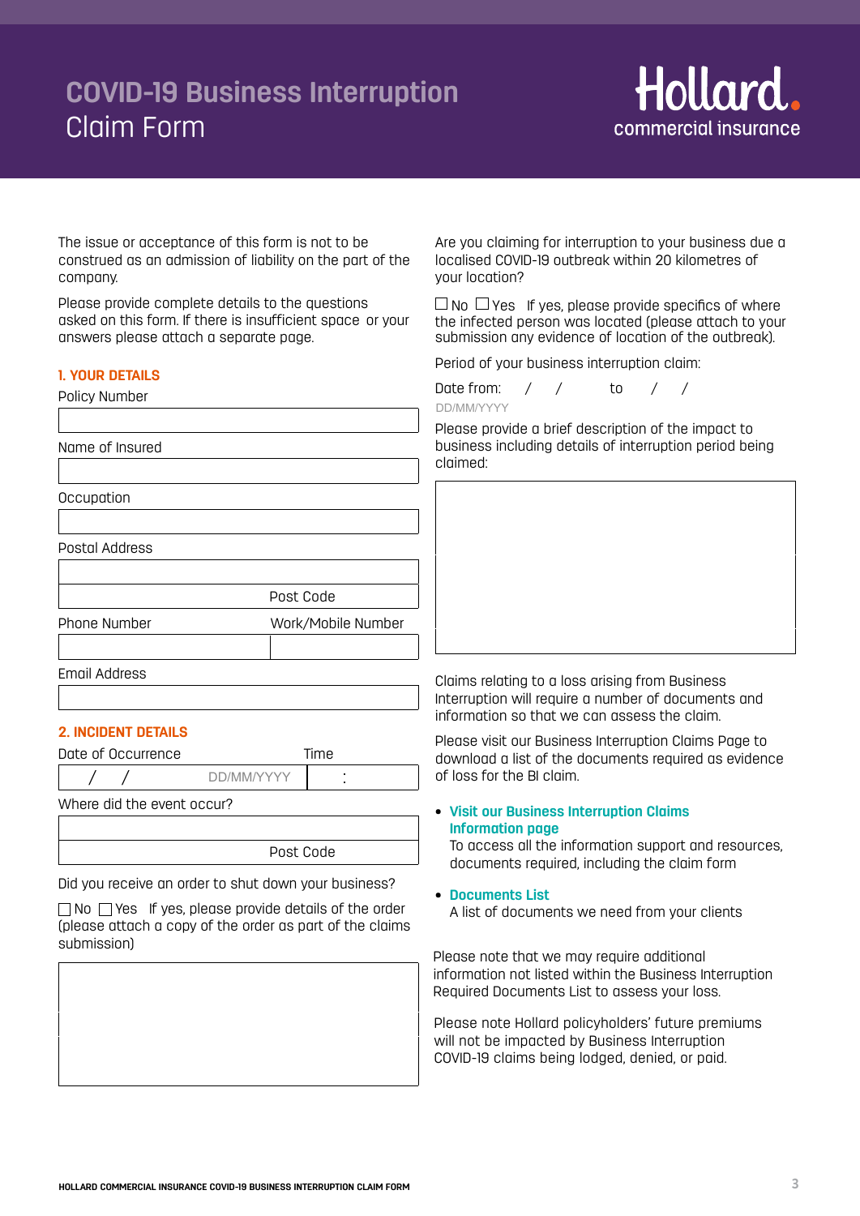# COVID-19 Business Interruption Claim Form

Hollard. commercial insurance

The issue or acceptance of this form is not to be construed as an admission of liability on the part of the company.

Please provide complete details to the questions asked on this form. If there is insufficient space or your answers please attach a separate page.

## 1. YOUR DETAILS

Policy Number

Name of Insured

Occupation

Postal Address

Post Code

Phone Number

Work/Mobile Number

Email Address

## 2. INCIDENT DETAILS

Date of Occurrence / / DD/MM/YYYY

Time :

Where did the event occur?

Post Code

Did you receive an order to shut down your business?

☐ No ☐ Yes If yes, please provide details of the order (please attach a copy of the order as part of the claims submission)

Are you claiming for interruption to your business due a localised COVID-19 outbreak within 20 kilometres of your location?

☐ No ☐ Yes If yes, please provide specifics of where the infected person was located (please attach to your submission any evidence of location of the outbreak).

Period of your business interruption claim:

Date from: / / to / /
DD/MM/YYYY

Please provide a brief description of the impact to business including details of interruption period being claimed:

Claims relating to a loss arising from Business Interruption will require a number of documents and information so that we can assess the claim.

Please visit our Business Interruption Claims Page to download a list of the documents required as evidence of loss for the BI claim.

- **Visit our Business Interruption Claims Information page**
  To access all the information support and resources, documents required, including the claim form
- **Documents List**
  A list of documents we need from your clients

Please note that we may require additional information not listed within the Business Interruption Required Documents List to assess your loss.

Please note Hollard policyholders' future premiums will not be impacted by Business Interruption COVID-19 claims being lodged, denied, or paid.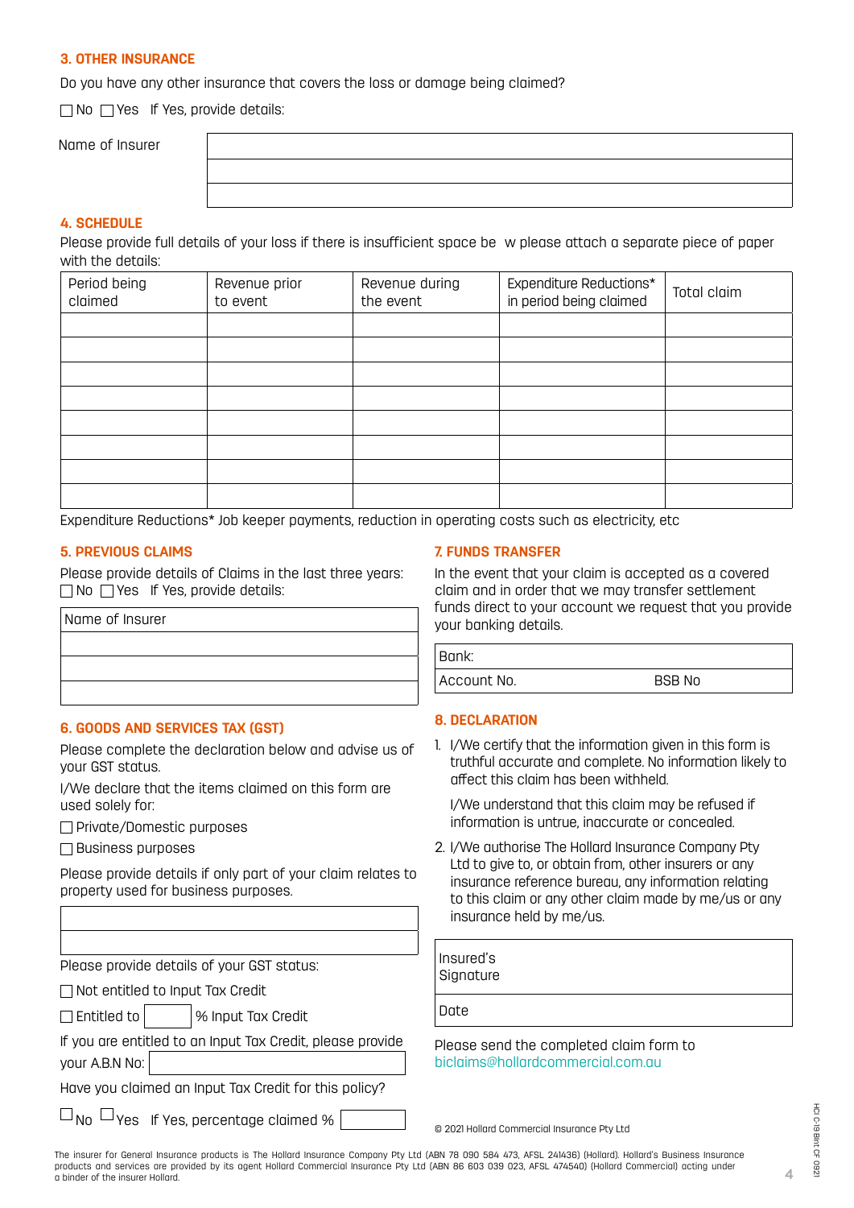## 3. OTHER INSURANCE

Do you have any other insurance that covers the loss or damage being claimed?

☐ No ☐ Yes If Yes, provide details:

| | |
|---|---|
| Name of Insurer | |
| | |
| | |

## 4. SCHEDULE

Please provide full details of your loss if there is insufficient space be w please attach a separate piece of paper with the details:

| Period being claimed | Revenue prior to event | Revenue during the event | Expenditure Reductions* in period being claimed | Total claim |
|---|---|---|---|---|
| | | | | |
| | | | | |
| | | | | |
| | | | | |
| | | | | |
| | | | | |
| | | | | |
| | | | | |

Expenditure Reductions* Job keeper payments, reduction in operating costs such as electricity, etc

## 5. PREVIOUS CLAIMS

Please provide details of Claims in the last three years:
☐ No ☐ Yes If Yes, provide details:

| Name of Insurer |
|---|
| |
| |
| |

## 6. GOODS AND SERVICES TAX (GST)

Please complete the declaration below and advise us of your GST status.

I/We declare that the items claimed on this form are used solely for:

☐ Private/Domestic purposes

☐ Business purposes

Please provide details if only part of your claim relates to property used for business purposes.

| |
|---|
| |
| |

Please provide details of your GST status:

☐ Not entitled to Input Tax Credit

☐ Entitled to ______ % Input Tax Credit

If you are entitled to an Input Tax Credit, please provide your A.B.N No: ______

Have you claimed an Input Tax Credit for this policy?

☐ No ☐ Yes If Yes, percentage claimed % ______

## 7. FUNDS TRANSFER

In the event that your claim is accepted as a covered claim and in order that we may transfer settlement funds direct to your account we request that you provide your banking details.

| | |
|---|---|
| Bank: | |
| Account No. | BSB No |

## 8. DECLARATION

1. I/We certify that the information given in this form is truthful accurate and complete. No information likely to affect this claim has been withheld.

   I/We understand that this claim may be refused if information is untrue, inaccurate or concealed.

2. I/We authorise The Hollard Insurance Company Pty Ltd to give to, or obtain from, other insurers or any insurance reference bureau, any information relating to this claim or any other claim made by me/us or any insurance held by me/us.

| | |
|---|---|
| Insured's Signature | |
| Date | |

Please send the completed claim form to
biclaims@hollardcommercial.com.au

© 2021 Hollard Commercial Insurance Pty Ltd

The insurer for General Insurance products is The Hollard Insurance Company Pty Ltd (ABN 78 090 584 473, AFSL 241436) (Hollard). Hollard's Business Insurance products and services are provided by its agent Hollard Commercial Insurance Pty Ltd (ABN 86 603 039 023, AFSL 474540) (Hollard Commercial) acting under a binder of the insurer Hollard.

HCI C-19 BInt CF 0921